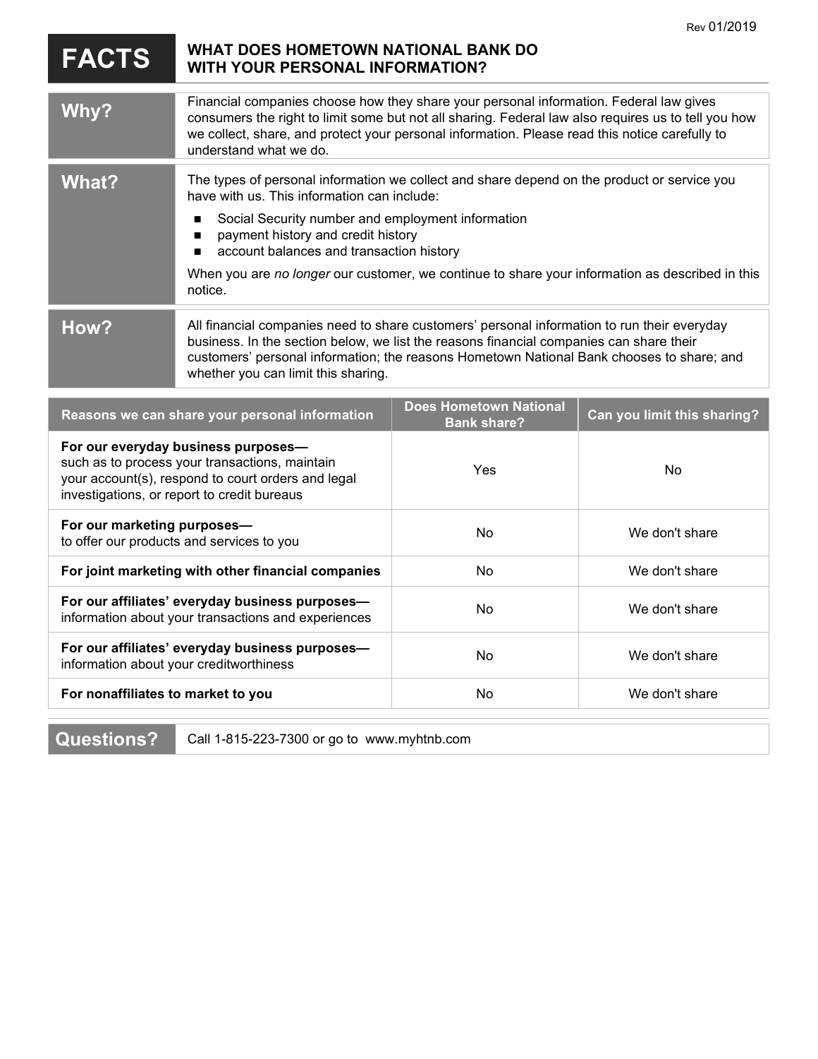Rev 01/2019

# FACTS

## WHAT DOES HOMETOWN NATIONAL BANK DO WITH YOUR PERSONAL INFORMATION?

| | |
|---|---|
| **Why?** | Financial companies choose how they share your personal information. Federal law gives consumers the right to limit some but not all sharing. Federal law also requires us to tell you how we collect, share, and protect your personal information. Please read this notice carefully to understand what we do. |
| **What?** | The types of personal information we collect and share depend on the product or service you have with us. This information can include:<br>■ Social Security number and employment information<br>■ payment history and credit history<br>■ account balances and transaction history<br>When you are *no longer* our customer, we continue to share your information as described in this notice. |
| **How?** | All financial companies need to share customers' personal information to run their everyday business. In the section below, we list the reasons financial companies can share their customers' personal information; the reasons Hometown National Bank chooses to share; and whether you can limit this sharing. |

| Reasons we can share your personal information | Does Hometown National Bank share? | Can you limit this sharing? |
|---|---|---|
| **For our everyday business purposes—** such as to process your transactions, maintain your account(s), respond to court orders and legal investigations, or report to credit bureaus | Yes | No |
| **For our marketing purposes—** to offer our products and services to you | No | We don't share |
| **For joint marketing with other financial companies** | No | We don't share |
| **For our affiliates' everyday business purposes—** information about your transactions and experiences | No | We don't share |
| **For our affiliates' everyday business purposes—** information about your creditworthiness | No | We don't share |
| **For nonaffiliates to market to you** | No | We don't share |

| | |
|---|---|
| **Questions?** | Call 1-815-223-7300 or go to www.myhtnb.com |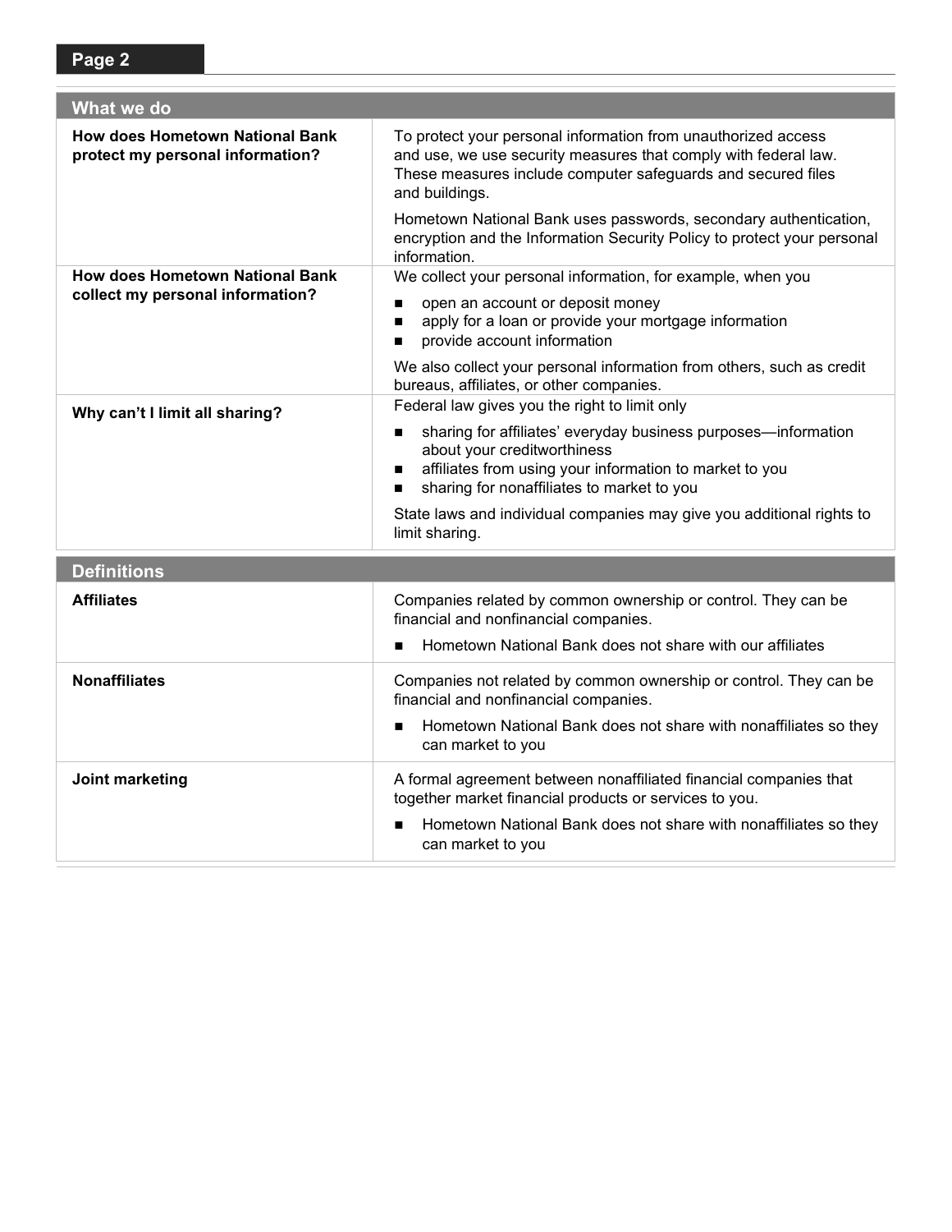| What we do | |
|---|---|
| **How does Hometown National Bank protect my personal information?** | To protect your personal information from unauthorized access and use, we use security measures that comply with federal law. These measures include computer safeguards and secured files and buildings.<br><br>Hometown National Bank uses passwords, secondary authentication, encryption and the Information Security Policy to protect your personal information. |
| **How does Hometown National Bank collect my personal information?** | We collect your personal information, for example, when you<br>■ open an account or deposit money<br>■ apply for a loan or provide your mortgage information<br>■ provide account information<br><br>We also collect your personal information from others, such as credit bureaus, affiliates, or other companies. |
| **Why can't I limit all sharing?** | Federal law gives you the right to limit only<br>■ sharing for affiliates' everyday business purposes—information about your creditworthiness<br>■ affiliates from using your information to market to you<br>■ sharing for nonaffiliates to market to you<br><br>State laws and individual companies may give you additional rights to limit sharing. |

| Definitions | |
|---|---|
| **Affiliates** | Companies related by common ownership or control. They can be financial and nonfinancial companies.<br>■ Hometown National Bank does not share with our affiliates |
| **Nonaffiliates** | Companies not related by common ownership or control. They can be financial and nonfinancial companies.<br>■ Hometown National Bank does not share with nonaffiliates so they can market to you |
| **Joint marketing** | A formal agreement between nonaffiliated financial companies that together market financial products or services to you.<br>■ Hometown National Bank does not share with nonaffiliates so they can market to you |